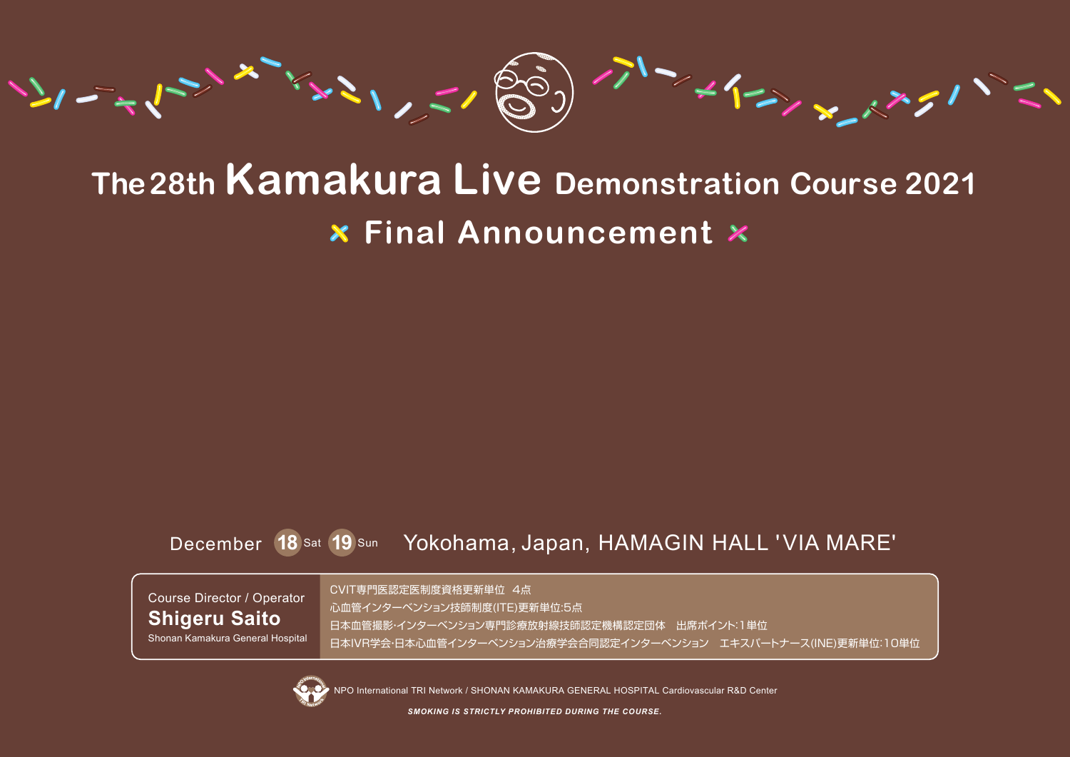# The 28th Kamakura Live Demonstration Course 2021

## Final Announcement

December 18 Sat 19 Sun Yokohama, Japan, HAMAGIN HALL 'VIA MARE'

Course Director / Operator
**Shigeru Saito**
Shonan Kamakura General Hospital

CVIT専門医認定医制度資格更新単位 4点
心血管インターベンション技師制度(ITE)更新単位:5点
日本血管撮影･インターベンション専門診療放射線技師認定機構認定団体 出席ポイント:1単位
日本IVR学会･日本心血管インターベンション治療学会合同認定インターベンション エキスパートナース(INE)更新単位:10単位

NPO International TRI Network / SHONAN KAMAKURA GENERAL HOSPITAL Cardiovascular R&D Center

***SMOKING IS STRICTLY PROHIBITED DURING THE COURSE.***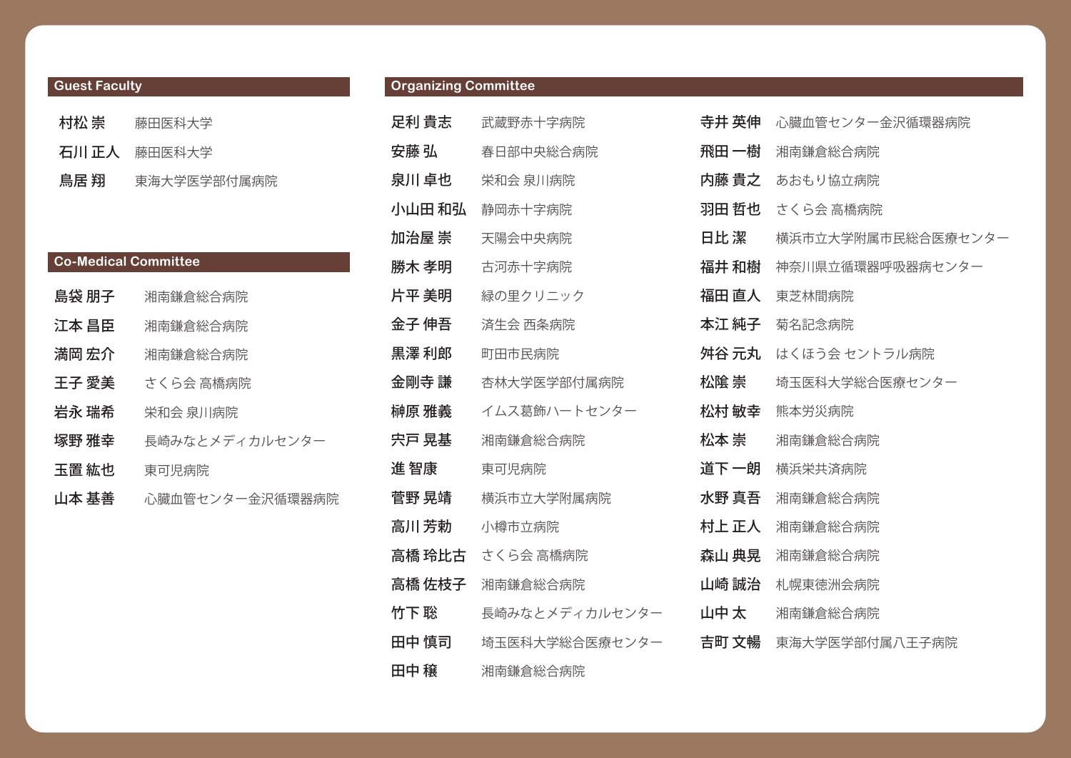## Guest Faculty

| | |
|---|---|
| 村松 崇 | 藤田医科大学 |
| 石川 正人 | 藤田医科大学 |
| 鳥居 翔 | 東海大学医学部付属病院 |

## Co-Medical Committee

| | |
|---|---|
| 島袋 朋子 | 湘南鎌倉総合病院 |
| 江本 昌臣 | 湘南鎌倉総合病院 |
| 満岡 宏介 | 湘南鎌倉総合病院 |
| 王子 愛美 | さくら会 高橋病院 |
| 岩永 瑞希 | 栄和会 泉川病院 |
| 塚野 雅幸 | 長崎みなとメディカルセンター |
| 玉置 紘也 | 東可児病院 |
| 山本 基善 | 心臓血管センター金沢循環器病院 |

## Organizing Committee

| | |
|---|---|
| 足利 貴志 | 武蔵野赤十字病院 |
| 安藤 弘 | 春日部中央総合病院 |
| 泉川 卓也 | 栄和会 泉川病院 |
| 小山田 和弘 | 静岡赤十字病院 |
| 加治屋 崇 | 天陽会中央病院 |
| 勝木 孝明 | 古河赤十字病院 |
| 片平 美明 | 緑の里クリニック |
| 金子 伸吾 | 済生会 西条病院 |
| 黒澤 利郎 | 町田市民病院 |
| 金剛寺 謙 | 杏林大学医学部付属病院 |
| 榊原 雅義 | イムス葛飾ハートセンター |
| 宍戸 晃基 | 湘南鎌倉総合病院 |
| 進 智康 | 東可児病院 |
| 菅野 晃靖 | 横浜市立大学附属病院 |
| 高川 芳勅 | 小樽市立病院 |
| 高橋 玲比古 | さくら会 高橋病院 |
| 高橋 佐枝子 | 湘南鎌倉総合病院 |
| 竹下 聡 | 長崎みなとメディカルセンター |
| 田中 慎司 | 埼玉医科大学総合医療センター |
| 田中 穣 | 湘南鎌倉総合病院 |
| 寺井 英伸 | 心臓血管センター金沢循環器病院 |
| 飛田 一樹 | 湘南鎌倉総合病院 |
| 内藤 貴之 | あおもり協立病院 |
| 羽田 哲也 | さくら会 高橋病院 |
| 日比 潔 | 横浜市立大学附属市民総合医療センター |
| 福井 和樹 | 神奈川県立循環器呼吸器病センター |
| 福田 直人 | 東芝林間病院 |
| 本江 純子 | 菊名記念病院 |
| 舛谷 元丸 | はくほう会 セントラル病院 |
| 松陰 崇 | 埼玉医科大学総合医療センター |
| 松村 敏幸 | 熊本労災病院 |
| 松本 崇 | 湘南鎌倉総合病院 |
| 道下 一朗 | 横浜栄共済病院 |
| 水野 真吾 | 湘南鎌倉総合病院 |
| 村上 正人 | 湘南鎌倉総合病院 |
| 森山 典晃 | 湘南鎌倉総合病院 |
| 山崎 誠治 | 札幌東徳洲会病院 |
| 山中 太 | 湘南鎌倉総合病院 |
| 吉町 文暢 | 東海大学医学部付属八王子病院 |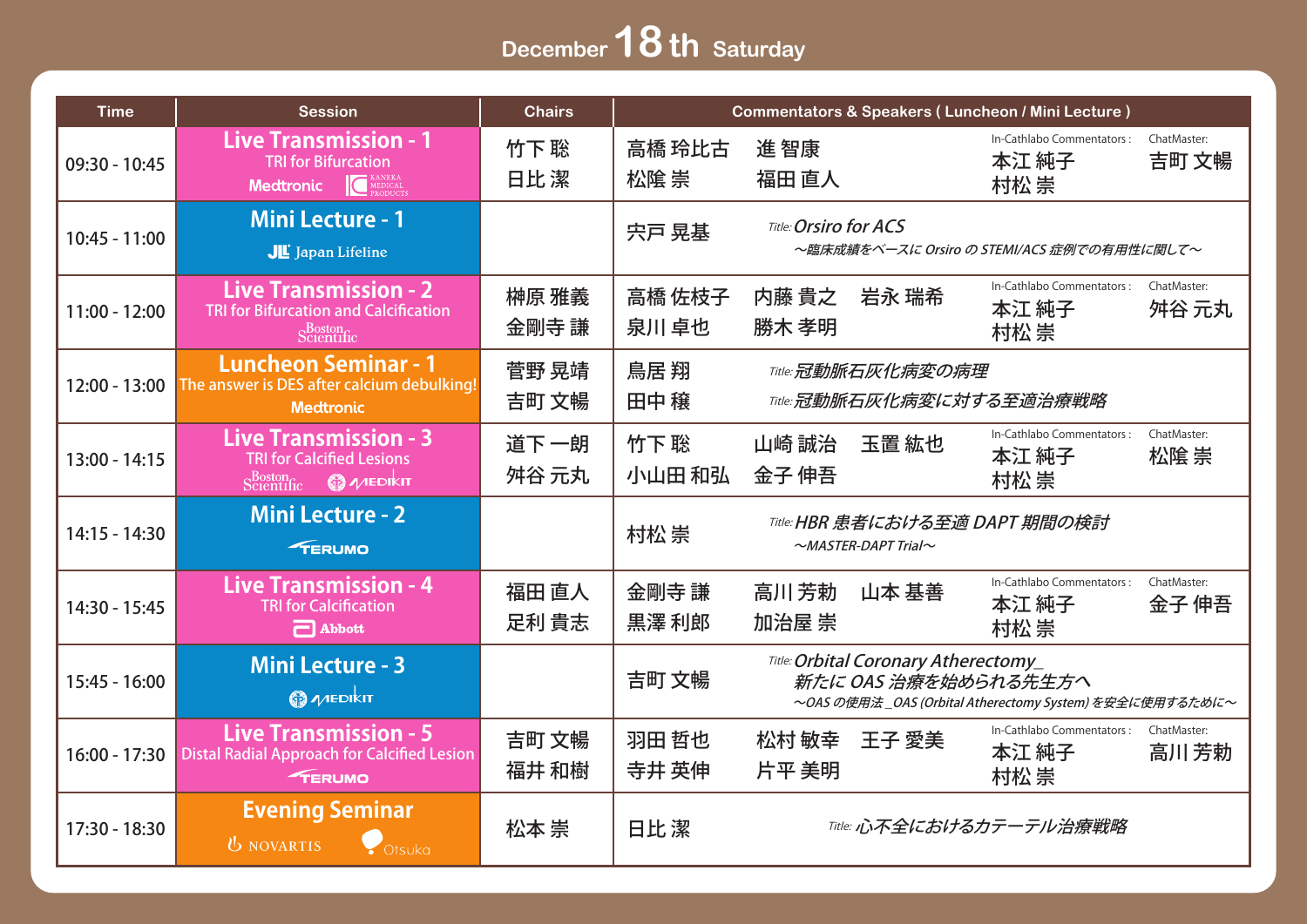# December 18th Saturday

| Time | Session | Chairs | Commentators & Speakers ( Luncheon / Mini Lecture ) |
|---|---|---|---|
| 09:30 - 10:45 | **Live Transmission - 1**<br>TRI for Bifurcation<br>Medtronic / KANEKA MEDICAL PRODUCTS | 竹下 聡<br>日比 潔 | 高橋 玲比古　進 智康<br>松陰 崇　福田 直人<br>In-Cathlabo Commentators: 本江 純子、村松 崇<br>ChatMaster: 吉町 文暢 |
| 10:45 - 11:00 | **Mini Lecture - 1**<br>Japan Lifeline | | 宍戸 晃基<br>Title: *Orsiro for ACS*<br>*～臨床成績をベースに Orsiro の STEMI/ACS 症例での有用性に関して～* |
| 11:00 - 12:00 | **Live Transmission - 2**<br>TRI for Bifurcation and Calcification<br>Boston Scientific | 榊原 雅義<br>金剛寺 謙 | 高橋 佐枝子　内藤 貴之　岩永 瑞希<br>泉川 卓也　勝木 孝明<br>In-Cathlabo Commentators: 本江 純子、村松 崇<br>ChatMaster: 舛谷 元丸 |
| 12:00 - 13:00 | **Luncheon Seminar - 1**<br>The answer is DES after calcium debulking!<br>Medtronic | 菅野 晃靖<br>吉町 文暢 | 鳥居 翔　Title: *冠動脈石灰化病変の病理*<br>田中 穣　Title: *冠動脈石灰化病変に対する至適治療戦略* |
| 13:00 - 14:15 | **Live Transmission - 3**<br>TRI for Calcified Lesions<br>Boston Scientific / MEDIKIT | 道下 一朗<br>舛谷 元丸 | 竹下 聡　山崎 誠治　玉置 紘也<br>小山田 和弘　金子 伸吾<br>In-Cathlabo Commentators: 本江 純子、村松 崇<br>ChatMaster: 松陰 崇 |
| 14:15 - 14:30 | **Mini Lecture - 2**<br>TERUMO | | 村松 崇<br>Title: *HBR 患者における至適 DAPT 期間の検討*<br>*～MASTER-DAPT Trial～* |
| 14:30 - 15:45 | **Live Transmission - 4**<br>TRI for Calcification<br>Abbott | 福田 直人<br>足利 貴志 | 金剛寺 謙　高川 芳勅　山本 基善<br>黒澤 利郎　加治屋 崇<br>In-Cathlabo Commentators: 本江 純子、村松 崇<br>ChatMaster: 金子 伸吾 |
| 15:45 - 16:00 | **Mini Lecture - 3**<br>MEDIKIT | | 吉町 文暢<br>Title: *Orbital Coronary Atherectomy_*<br>*新たに OAS 治療を始められる先生方へ*<br>*～OAS の使用法 _OAS (Orbital Atherectomy System) を安全に使用するために～* |
| 16:00 - 17:30 | **Live Transmission - 5**<br>Distal Radial Approach for Calcified Lesion<br>TERUMO | 吉町 文暢<br>福井 和樹 | 羽田 哲也　松村 敏幸　王子 愛美<br>寺井 英伸　片平 美明<br>In-Cathlabo Commentators: 本江 純子、村松 崇<br>ChatMaster: 高川 芳勅 |
| 17:30 - 18:30 | **Evening Seminar**<br>NOVARTIS / Otsuka | 松本 崇 | 日比 潔<br>Title: *心不全におけるカテーテル治療戦略* |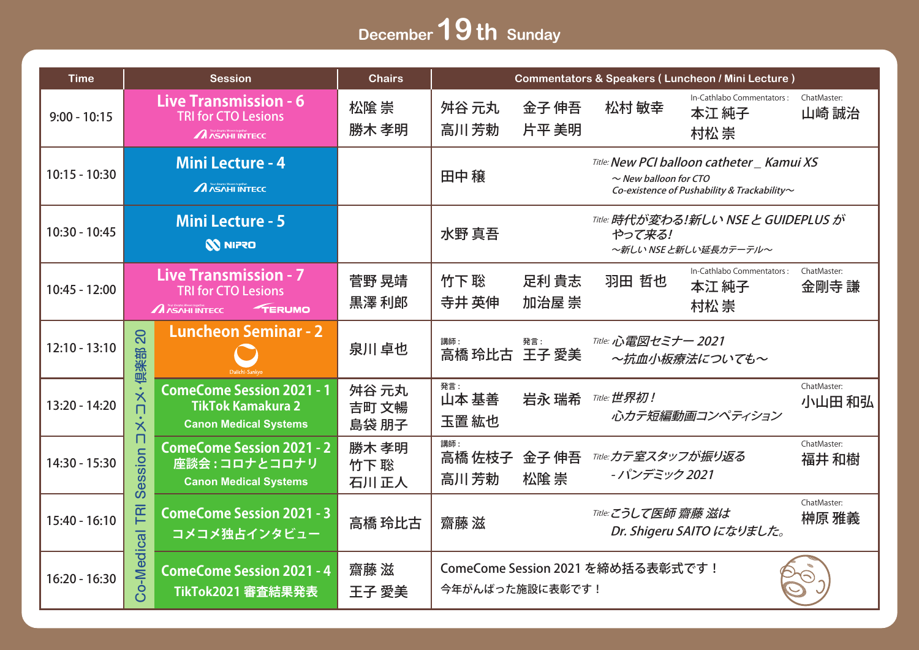# December 19th Sunday

| Time | Session | Chairs | Commentators & Speakers ( Luncheon / Mini Lecture ) |
| --- | --- | --- | --- |
| 9:00 - 10:15 | **Live Transmission - 6**<br>TRI for CTO Lesions<br>ASAHI INTECC | 松陰 崇<br>勝木 孝明 | 舛谷 元丸　金子 伸吾　松村 敏幸<br>高川 芳勅　片平 美明<br>In-Cathlabo Commentators : 本江 純子、村松 崇<br>ChatMaster: 山崎 誠治 |
| 10:15 - 10:30 | **Mini Lecture - 4**<br>ASAHI INTECC | | 田中 穣<br>Title: *New PCI balloon catheter _ Kamui XS*<br>*～New balloon for CTO*<br>*Co-existence of Pushability & Trackability～* |
| 10:30 - 10:45 | **Mini Lecture - 5**<br>NIPRO | | 水野 真吾<br>Title: *時代が変わる!新しい NSE と GUIDEPLUS がやって来る!*<br>*～新しい NSE と新しい延長カテーテル～* |
| 10:45 - 12:00 | **Live Transmission - 7**<br>TRI for CTO Lesions<br>ASAHI INTECC　TERUMO | 菅野 晃靖<br>黒澤 利郎 | 竹下 聡　足利 貴志　羽田 哲也<br>寺井 英伸　加治屋 崇<br>In-Cathlabo Commentators : 本江 純子、村松 崇<br>ChatMaster: 金剛寺 謙 |
| 12:10 - 13:10 | Co-Medical TRI Session コメ・コメ・倶楽部 20<br>**Luncheon Seminar - 2**<br>Daiichi-Sankyo | 泉川 卓也 | 講師 : 高橋 玲比古　発言 : 王子 愛美<br>Title: *心電図セミナー 2021*<br>*～抗血小板療法についても～* |
| 13:20 - 14:20 | **ComeCome Session 2021 - 1**<br>TikTok Kamakura 2<br>Canon Medical Systems | 舛谷 元丸<br>吉町 文暢<br>島袋 朋子 | 発言 : 山本 基善　岩永 瑞希<br>玉置 紘也<br>Title: *世界初!*<br>*心カテ短編動画コンペティション*<br>ChatMaster: 小山田 和弘 |
| 14:30 - 15:30 | **ComeCome Session 2021 - 2**<br>座談会 : コロナとコロナリ<br>Canon Medical Systems | 勝木 孝明<br>竹下 聡<br>石川 正人 | 講師 : 高橋 佐枝子　金子 伸吾<br>高川 芳勅　松陰 崇<br>Title: *カテ室スタッフが振り返る*<br>*- パンデミック 2021*<br>ChatMaster: 福井 和樹 |
| 15:40 - 16:10 | **ComeCome Session 2021 - 3**<br>コメコメ独占インタビュー | 高橋 玲比古 | 齋藤 滋<br>Title: *こうして医師 齋藤 滋は*<br>*Dr. Shigeru SAITO になりました。*<br>ChatMaster: 榊原 雅義 |
| 16:20 - 16:30 | **ComeCome Session 2021 - 4**<br>TikTok2021 審査結果発表 | 齋藤 滋<br>王子 愛美 | ComeCome Session 2021 を締め括る表彰式です！<br>今年がんばった施設に表彰です！ |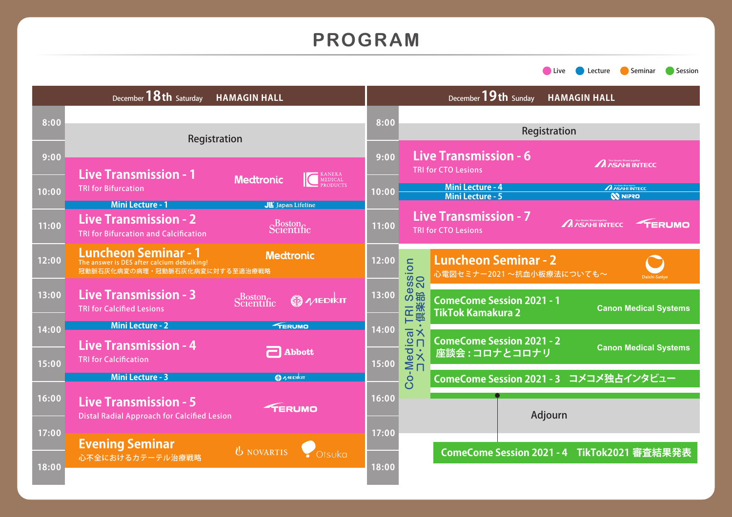# PROGRAM

Live / Lecture / Seminar / Session

## December 18th Saturday HAMAGIN HALL

| Time | Program | Sponsor |
|---|---|---|
| 8:00 | Registration | |
| 9:00 | **Live Transmission - 1** TRI for Bifurcation | Medtronic / KANEKA MEDICAL PRODUCTS |
| | **Mini Lecture - 1** | Japan Lifeline |
| 11:00 | **Live Transmission - 2** TRI for Bifurcation and Calcification | Boston Scientific |
| 12:00 | **Luncheon Seminar - 1** The answer is DES after calcium debulking! 冠動脈石灰化病変の病理・冠動脈石灰化病変に対する至適治療戦略 | Medtronic |
| 13:00 | **Live Transmission - 3** TRI for Calcified Lesions | Boston Scientific / MEDIKIT |
| | **Mini Lecture - 2** | TERUMO |
| 14:00 | **Live Transmission - 4** TRI for Calcification | Abbott |
| | **Mini Lecture - 3** | MEDIKIT |
| 16:00 | **Live Transmission - 5** Distal Radial Approach for Calcified Lesion | TERUMO |
| 17:00 | **Evening Seminar** 心不全におけるカテーテル治療戦略 | NOVARTIS / Otsuka |

## December 19th Sunday HAMAGIN HALL

| Time | Program | Sponsor |
|---|---|---|
| 8:00 | Registration | |
| 9:00 | **Live Transmission - 6** TRI for CTO Lesions | ASAHI INTECC |
| 10:00 | **Mini Lecture - 4** | ASAHI INTECC |
| | **Mini Lecture - 5** | NIPRO |
| 11:00 | **Live Transmission - 7** TRI for CTO Lesions | ASAHI INTECC / TERUMO |
| 12:00 | **Luncheon Seminar - 2** 心電図セミナー2021 ～抗血小板療法についても～ | Daiichi-Sankyo |
| 13:00 | **ComeCome Session 2021 - 1** TikTok Kamakura 2 | Canon Medical Systems |
| 14:00 | **ComeCome Session 2021 - 2** 座談会：コロナとコロナリ | Canon Medical Systems |
| 15:00 | **ComeCome Session 2021 - 3** コメコメ独占インタビュー | |
| 16:00 | Adjourn | |
| | **ComeCome Session 2021 - 4** TikTok2021 審査結果発表 | |

Co-Medical TRI Session コメ・コメ・倶楽部 20 (12:00–16:00)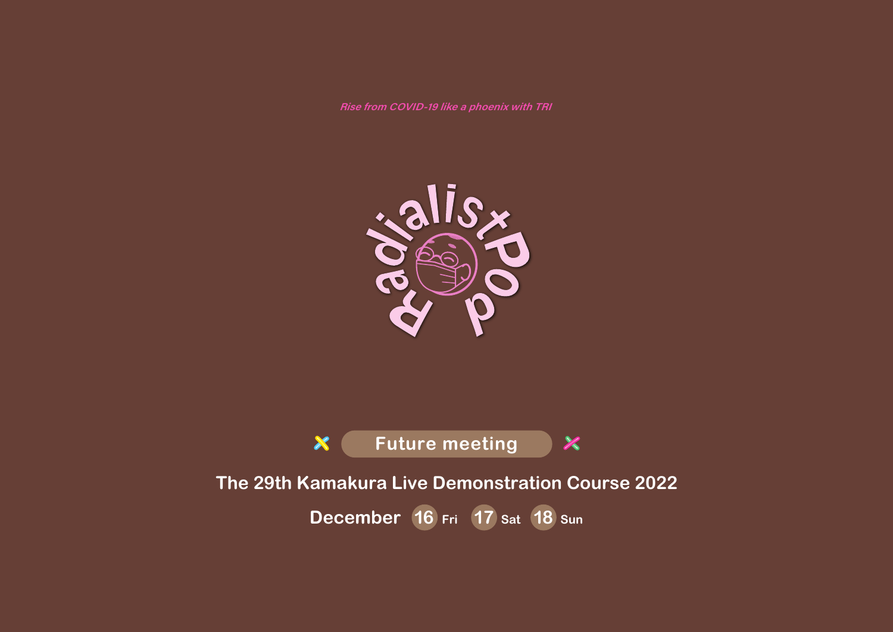*Rise from COVID-19 like a phoenix with TRI*

RadialistPod

Future meeting

The 29th Kamakura Live Demonstration Course 2022

December 16 Fri 17 Sat 18 Sun